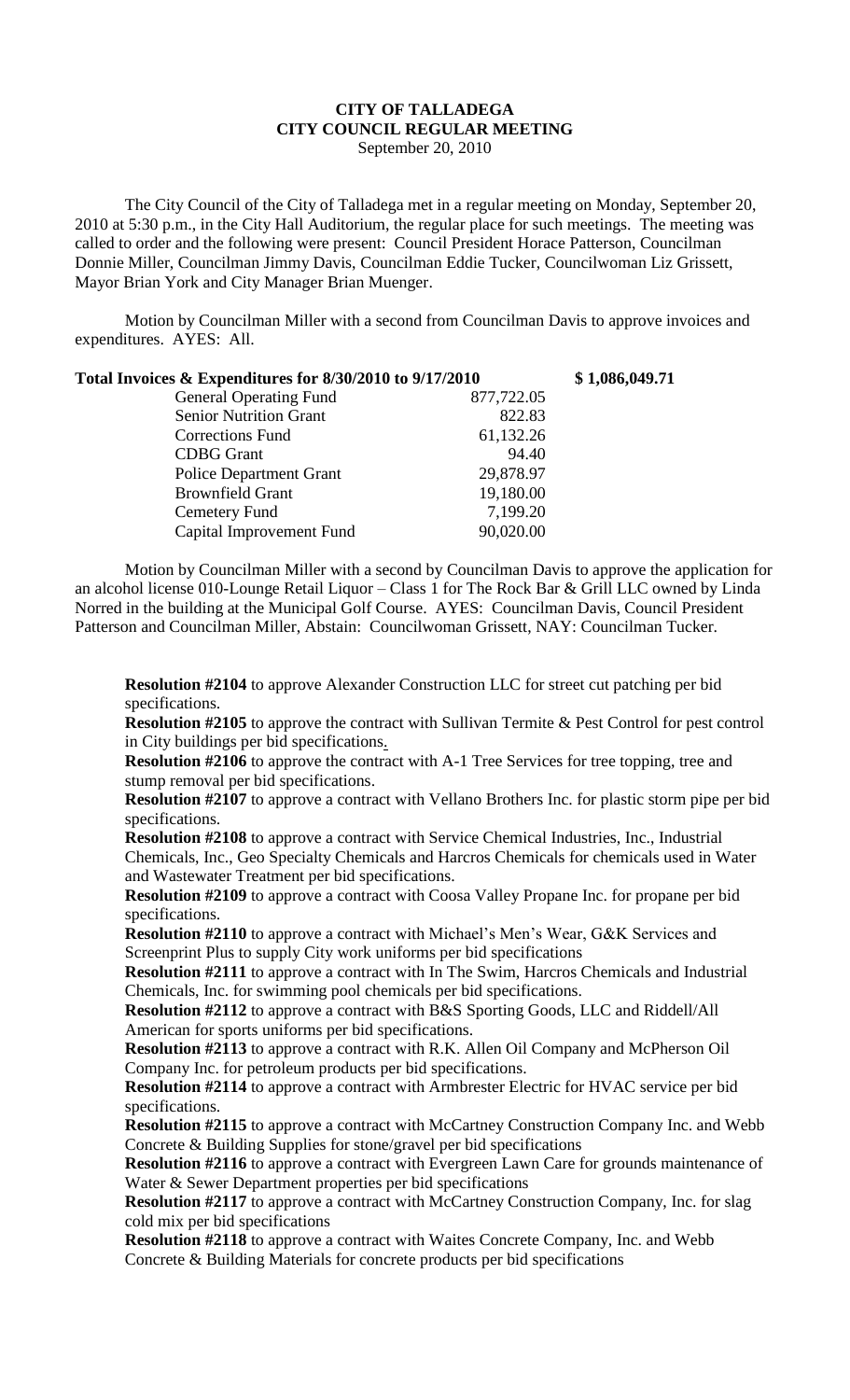# CITY OF TALLADEGA
## CITY COUNCIL REGULAR MEETING
September 20, 2010

The City Council of the City of Talladega met in a regular meeting on Monday, September 20, 2010 at 5:30 p.m., in the City Hall Auditorium, the regular place for such meetings. The meeting was called to order and the following were present: Council President Horace Patterson, Councilman Donnie Miller, Councilman Jimmy Davis, Councilman Eddie Tucker, Councilwoman Liz Grissett, Mayor Brian York and City Manager Brian Muenger.

Motion by Councilman Miller with a second from Councilman Davis to approve invoices and expenditures. AYES: All.

| **Total Invoices & Expenditures for 8/30/2010 to 9/17/2010** | | **$ 1,086,049.71** |
|---|---|---|
| General Operating Fund | 877,722.05 | |
| Senior Nutrition Grant | 822.83 | |
| Corrections Fund | 61,132.26 | |
| CDBG Grant | 94.40 | |
| Police Department Grant | 29,878.97 | |
| Brownfield Grant | 19,180.00 | |
| Cemetery Fund | 7,199.20 | |
| Capital Improvement Fund | 90,020.00 | |

Motion by Councilman Miller with a second by Councilman Davis to approve the application for an alcohol license 010-Lounge Retail Liquor – Class 1 for The Rock Bar & Grill LLC owned by Linda Norred in the building at the Municipal Golf Course. AYES: Councilman Davis, Council President Patterson and Councilman Miller, Abstain: Councilwoman Grissett, NAY: Councilman Tucker.

**Resolution #2104** to approve Alexander Construction LLC for street cut patching per bid specifications.

**Resolution #2105** to approve the contract with Sullivan Termite & Pest Control for pest control in City buildings per bid specifications.

**Resolution #2106** to approve the contract with A-1 Tree Services for tree topping, tree and stump removal per bid specifications.

**Resolution #2107** to approve a contract with Vellano Brothers Inc. for plastic storm pipe per bid specifications.

**Resolution #2108** to approve a contract with Service Chemical Industries, Inc., Industrial Chemicals, Inc., Geo Specialty Chemicals and Harcros Chemicals for chemicals used in Water and Wastewater Treatment per bid specifications.

**Resolution #2109** to approve a contract with Coosa Valley Propane Inc. for propane per bid specifications.

**Resolution #2110** to approve a contract with Michael's Men's Wear, G&K Services and Screenprint Plus to supply City work uniforms per bid specifications

**Resolution #2111** to approve a contract with In The Swim, Harcros Chemicals and Industrial Chemicals, Inc. for swimming pool chemicals per bid specifications.

**Resolution #2112** to approve a contract with B&S Sporting Goods, LLC and Riddell/All American for sports uniforms per bid specifications.

**Resolution #2113** to approve a contract with R.K. Allen Oil Company and McPherson Oil Company Inc. for petroleum products per bid specifications.

**Resolution #2114** to approve a contract with Armbrester Electric for HVAC service per bid specifications.

**Resolution #2115** to approve a contract with McCartney Construction Company Inc. and Webb Concrete & Building Supplies for stone/gravel per bid specifications

**Resolution #2116** to approve a contract with Evergreen Lawn Care for grounds maintenance of Water & Sewer Department properties per bid specifications

**Resolution #2117** to approve a contract with McCartney Construction Company, Inc. for slag cold mix per bid specifications

**Resolution #2118** to approve a contract with Waites Concrete Company, Inc. and Webb Concrete & Building Materials for concrete products per bid specifications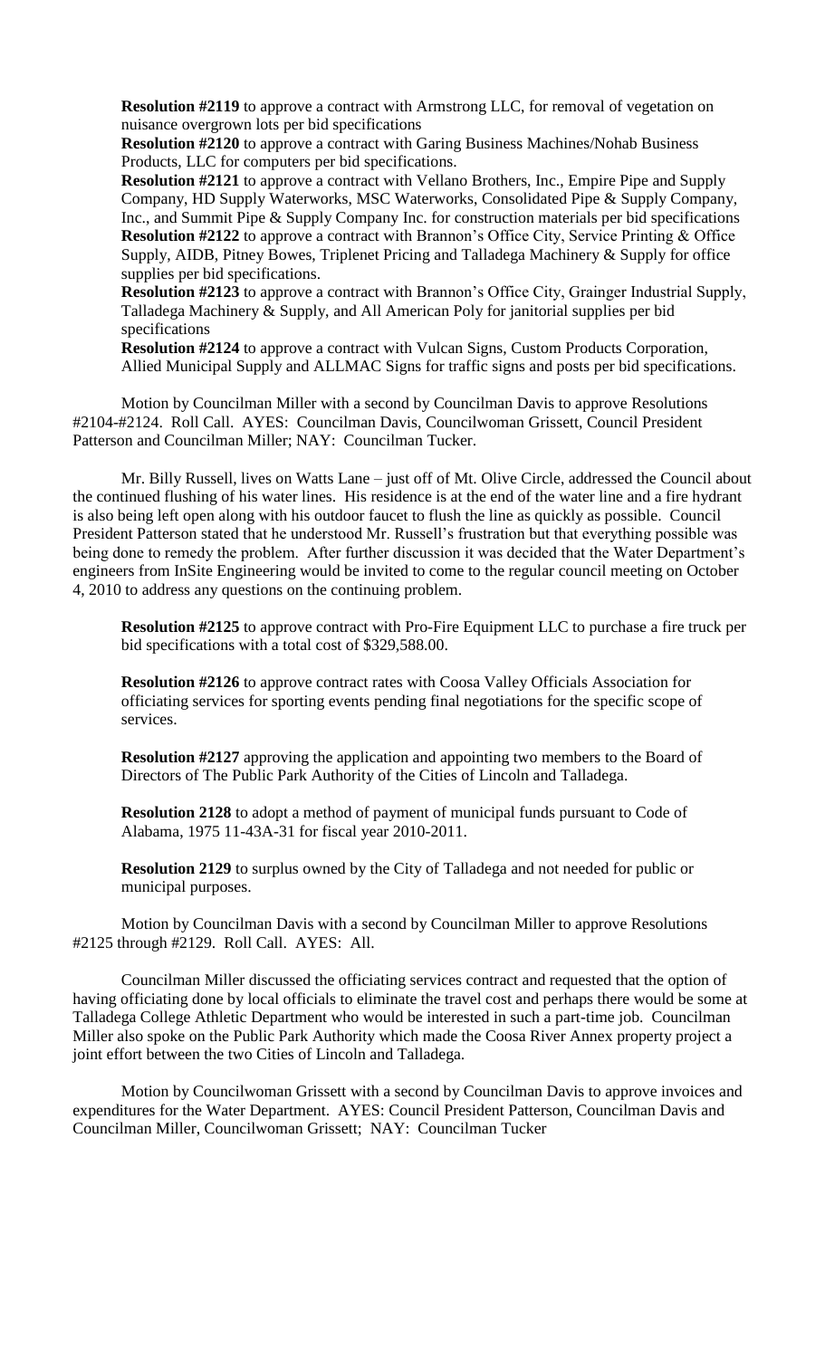**Resolution #2119** to approve a contract with Armstrong LLC, for removal of vegetation on nuisance overgrown lots per bid specifications

**Resolution #2120** to approve a contract with Garing Business Machines/Nohab Business Products, LLC for computers per bid specifications.

**Resolution #2121** to approve a contract with Vellano Brothers, Inc., Empire Pipe and Supply Company, HD Supply Waterworks, MSC Waterworks, Consolidated Pipe & Supply Company, Inc., and Summit Pipe & Supply Company Inc. for construction materials per bid specifications

**Resolution #2122** to approve a contract with Brannon's Office City, Service Printing & Office Supply, AIDB, Pitney Bowes, Triplenet Pricing and Talladega Machinery & Supply for office supplies per bid specifications.

**Resolution #2123** to approve a contract with Brannon's Office City, Grainger Industrial Supply, Talladega Machinery & Supply, and All American Poly for janitorial supplies per bid specifications

**Resolution #2124** to approve a contract with Vulcan Signs, Custom Products Corporation, Allied Municipal Supply and ALLMAC Signs for traffic signs and posts per bid specifications.

Motion by Councilman Miller with a second by Councilman Davis to approve Resolutions #2104-#2124. Roll Call. AYES: Councilman Davis, Councilwoman Grissett, Council President Patterson and Councilman Miller; NAY: Councilman Tucker.

Mr. Billy Russell, lives on Watts Lane – just off of Mt. Olive Circle, addressed the Council about the continued flushing of his water lines. His residence is at the end of the water line and a fire hydrant is also being left open along with his outdoor faucet to flush the line as quickly as possible. Council President Patterson stated that he understood Mr. Russell's frustration but that everything possible was being done to remedy the problem. After further discussion it was decided that the Water Department's engineers from InSite Engineering would be invited to come to the regular council meeting on October 4, 2010 to address any questions on the continuing problem.

**Resolution #2125** to approve contract with Pro-Fire Equipment LLC to purchase a fire truck per bid specifications with a total cost of $329,588.00.

**Resolution #2126** to approve contract rates with Coosa Valley Officials Association for officiating services for sporting events pending final negotiations for the specific scope of services.

**Resolution #2127** approving the application and appointing two members to the Board of Directors of The Public Park Authority of the Cities of Lincoln and Talladega.

**Resolution 2128** to adopt a method of payment of municipal funds pursuant to Code of Alabama, 1975 11-43A-31 for fiscal year 2010-2011.

**Resolution 2129** to surplus owned by the City of Talladega and not needed for public or municipal purposes.

Motion by Councilman Davis with a second by Councilman Miller to approve Resolutions #2125 through #2129. Roll Call. AYES: All.

Councilman Miller discussed the officiating services contract and requested that the option of having officiating done by local officials to eliminate the travel cost and perhaps there would be some at Talladega College Athletic Department who would be interested in such a part-time job. Councilman Miller also spoke on the Public Park Authority which made the Coosa River Annex property project a joint effort between the two Cities of Lincoln and Talladega.

Motion by Councilwoman Grissett with a second by Councilman Davis to approve invoices and expenditures for the Water Department. AYES: Council President Patterson, Councilman Davis and Councilman Miller, Councilwoman Grissett; NAY: Councilman Tucker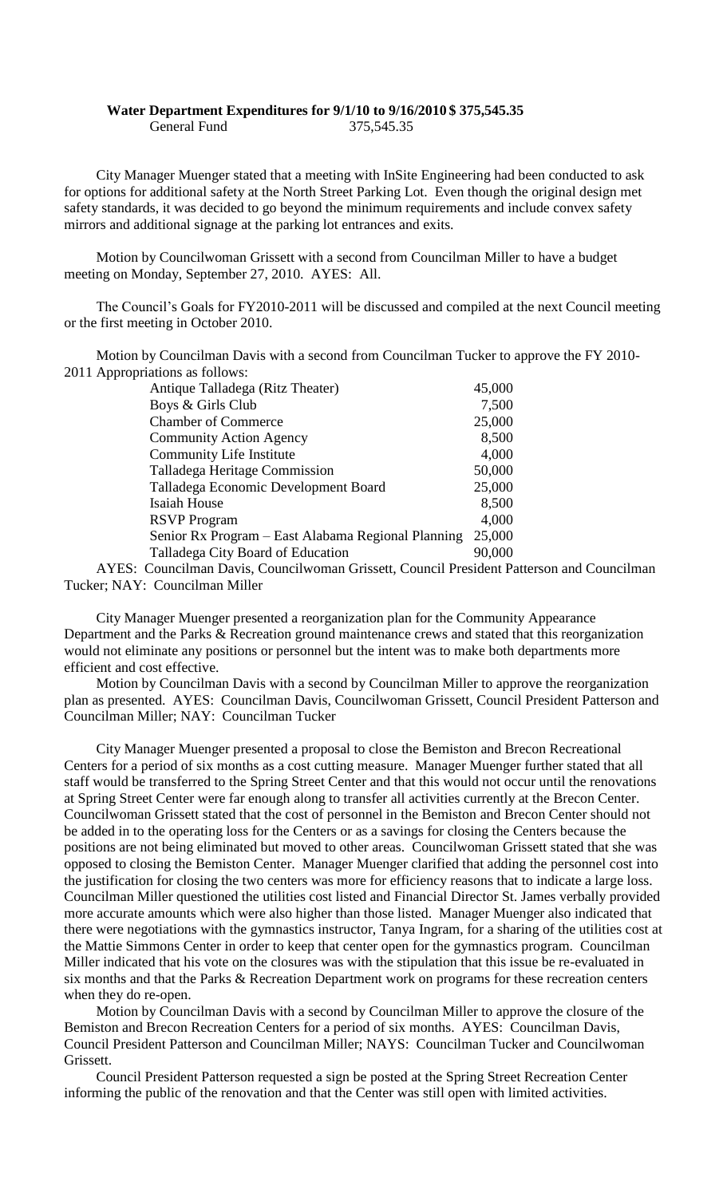**Water Department Expenditures for 9/1/10 to 9/16/2010 $ 375,545.35**

General Fund 375,545.35

City Manager Muenger stated that a meeting with InSite Engineering had been conducted to ask for options for additional safety at the North Street Parking Lot. Even though the original design met safety standards, it was decided to go beyond the minimum requirements and include convex safety mirrors and additional signage at the parking lot entrances and exits.

Motion by Councilwoman Grissett with a second from Councilman Miller to have a budget meeting on Monday, September 27, 2010. AYES: All.

The Council's Goals for FY2010-2011 will be discussed and compiled at the next Council meeting or the first meeting in October 2010.

Motion by Councilman Davis with a second from Councilman Tucker to approve the FY 2010-2011 Appropriations as follows:

| | |
|---|---|
| Antique Talladega (Ritz Theater) | 45,000 |
| Boys & Girls Club | 7,500 |
| Chamber of Commerce | 25,000 |
| Community Action Agency | 8,500 |
| Community Life Institute | 4,000 |
| Talladega Heritage Commission | 50,000 |
| Talladega Economic Development Board | 25,000 |
| Isaiah House | 8,500 |
| RSVP Program | 4,000 |
| Senior Rx Program – East Alabama Regional Planning | 25,000 |
| Talladega City Board of Education | 90,000 |

AYES: Councilman Davis, Councilwoman Grissett, Council President Patterson and Councilman Tucker; NAY: Councilman Miller

City Manager Muenger presented a reorganization plan for the Community Appearance Department and the Parks & Recreation ground maintenance crews and stated that this reorganization would not eliminate any positions or personnel but the intent was to make both departments more efficient and cost effective.

Motion by Councilman Davis with a second by Councilman Miller to approve the reorganization plan as presented. AYES: Councilman Davis, Councilwoman Grissett, Council President Patterson and Councilman Miller; NAY: Councilman Tucker

City Manager Muenger presented a proposal to close the Bemiston and Brecon Recreational Centers for a period of six months as a cost cutting measure. Manager Muenger further stated that all staff would be transferred to the Spring Street Center and that this would not occur until the renovations at Spring Street Center were far enough along to transfer all activities currently at the Brecon Center. Councilwoman Grissett stated that the cost of personnel in the Bemiston and Brecon Center should not be added in to the operating loss for the Centers or as a savings for closing the Centers because the positions are not being eliminated but moved to other areas. Councilwoman Grissett stated that she was opposed to closing the Bemiston Center. Manager Muenger clarified that adding the personnel cost into the justification for closing the two centers was more for efficiency reasons that to indicate a large loss. Councilman Miller questioned the utilities cost listed and Financial Director St. James verbally provided more accurate amounts which were also higher than those listed. Manager Muenger also indicated that there were negotiations with the gymnastics instructor, Tanya Ingram, for a sharing of the utilities cost at the Mattie Simmons Center in order to keep that center open for the gymnastics program. Councilman Miller indicated that his vote on the closures was with the stipulation that this issue be re-evaluated in six months and that the Parks & Recreation Department work on programs for these recreation centers when they do re-open.

Motion by Councilman Davis with a second by Councilman Miller to approve the closure of the Bemiston and Brecon Recreation Centers for a period of six months. AYES: Councilman Davis, Council President Patterson and Councilman Miller; NAYS: Councilman Tucker and Councilwoman Grissett.

Council President Patterson requested a sign be posted at the Spring Street Recreation Center informing the public of the renovation and that the Center was still open with limited activities.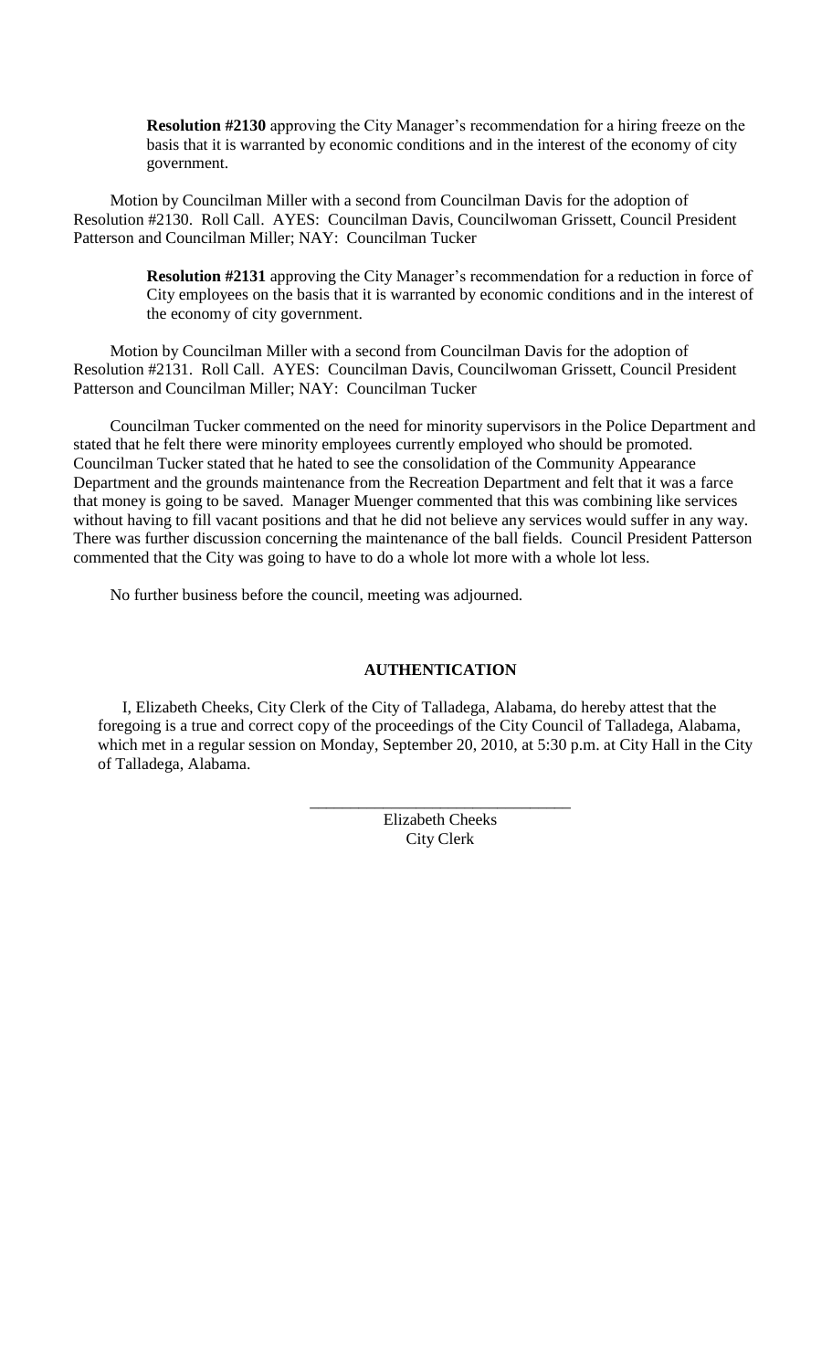**Resolution #2130** approving the City Manager's recommendation for a hiring freeze on the basis that it is warranted by economic conditions and in the interest of the economy of city government.

Motion by Councilman Miller with a second from Councilman Davis for the adoption of Resolution #2130. Roll Call. AYES: Councilman Davis, Councilwoman Grissett, Council President Patterson and Councilman Miller; NAY: Councilman Tucker

**Resolution #2131** approving the City Manager's recommendation for a reduction in force of City employees on the basis that it is warranted by economic conditions and in the interest of the economy of city government.

Motion by Councilman Miller with a second from Councilman Davis for the adoption of Resolution #2131. Roll Call. AYES: Councilman Davis, Councilwoman Grissett, Council President Patterson and Councilman Miller; NAY: Councilman Tucker

Councilman Tucker commented on the need for minority supervisors in the Police Department and stated that he felt there were minority employees currently employed who should be promoted. Councilman Tucker stated that he hated to see the consolidation of the Community Appearance Department and the grounds maintenance from the Recreation Department and felt that it was a farce that money is going to be saved. Manager Muenger commented that this was combining like services without having to fill vacant positions and that he did not believe any services would suffer in any way. There was further discussion concerning the maintenance of the ball fields. Council President Patterson commented that the City was going to have to do a whole lot more with a whole lot less.

No further business before the council, meeting was adjourned.

## AUTHENTICATION

I, Elizabeth Cheeks, City Clerk of the City of Talladega, Alabama, do hereby attest that the foregoing is a true and correct copy of the proceedings of the City Council of Talladega, Alabama, which met in a regular session on Monday, September 20, 2010, at 5:30 p.m. at City Hall in the City of Talladega, Alabama.

\_\_\_\_\_\_\_\_\_\_\_\_\_\_\_\_\_\_\_\_\_\_\_\_\_\_\_\_\_\_\_\_

Elizabeth Cheeks
City Clerk